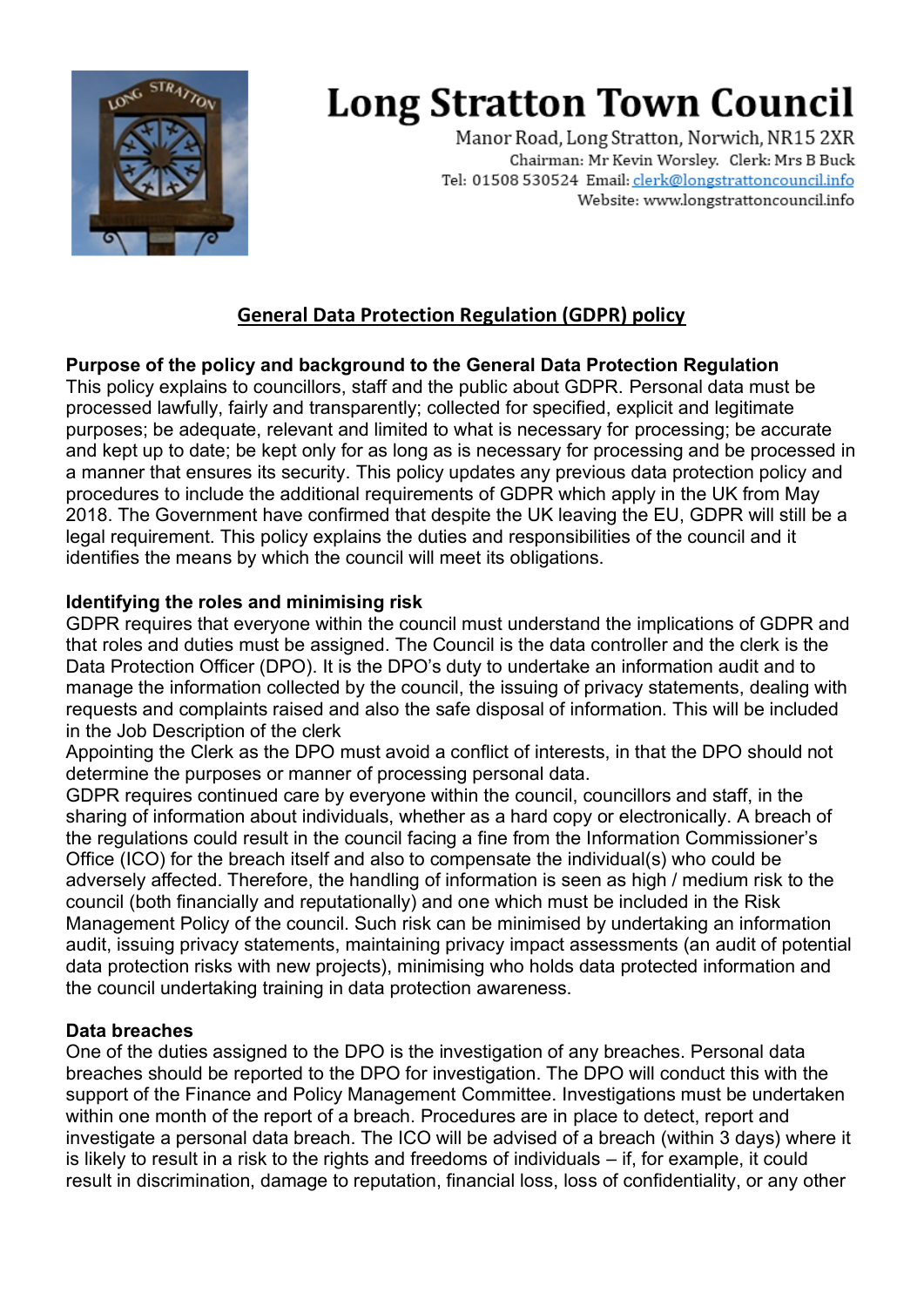# Long Stratton Town Council

Manor Road, Long Stratton, Norwich, NR15 2XR
Chairman: Mr Kevin Worsley. Clerk: Mrs B Buck
Tel: 01508 530524 Email: clerk@longstrattoncouncil.info
Website: www.longstrattoncouncil.info

## General Data Protection Regulation (GDPR) policy

**Purpose of the policy and background to the General Data Protection Regulation**
This policy explains to councillors, staff and the public about GDPR. Personal data must be processed lawfully, fairly and transparently; collected for specified, explicit and legitimate purposes; be adequate, relevant and limited to what is necessary for processing; be accurate and kept up to date; be kept only for as long as is necessary for processing and be processed in a manner that ensures its security. This policy updates any previous data protection policy and procedures to include the additional requirements of GDPR which apply in the UK from May 2018. The Government have confirmed that despite the UK leaving the EU, GDPR will still be a legal requirement. This policy explains the duties and responsibilities of the council and it identifies the means by which the council will meet its obligations.

**Identifying the roles and minimising risk**
GDPR requires that everyone within the council must understand the implications of GDPR and that roles and duties must be assigned. The Council is the data controller and the clerk is the Data Protection Officer (DPO). It is the DPO's duty to undertake an information audit and to manage the information collected by the council, the issuing of privacy statements, dealing with requests and complaints raised and also the safe disposal of information. This will be included in the Job Description of the clerk
Appointing the Clerk as the DPO must avoid a conflict of interests, in that the DPO should not determine the purposes or manner of processing personal data.
GDPR requires continued care by everyone within the council, councillors and staff, in the sharing of information about individuals, whether as a hard copy or electronically. A breach of the regulations could result in the council facing a fine from the Information Commissioner's Office (ICO) for the breach itself and also to compensate the individual(s) who could be adversely affected. Therefore, the handling of information is seen as high / medium risk to the council (both financially and reputationally) and one which must be included in the Risk Management Policy of the council. Such risk can be minimised by undertaking an information audit, issuing privacy statements, maintaining privacy impact assessments (an audit of potential data protection risks with new projects), minimising who holds data protected information and the council undertaking training in data protection awareness.

**Data breaches**
One of the duties assigned to the DPO is the investigation of any breaches. Personal data breaches should be reported to the DPO for investigation. The DPO will conduct this with the support of the Finance and Policy Management Committee. Investigations must be undertaken within one month of the report of a breach. Procedures are in place to detect, report and investigate a personal data breach. The ICO will be advised of a breach (within 3 days) where it is likely to result in a risk to the rights and freedoms of individuals – if, for example, it could result in discrimination, damage to reputation, financial loss, loss of confidentiality, or any other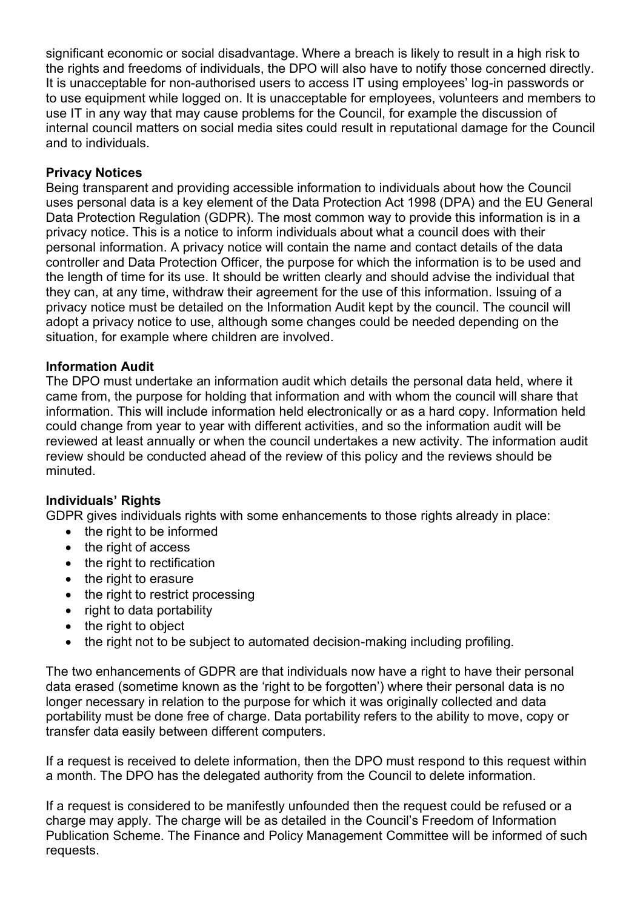significant economic or social disadvantage. Where a breach is likely to result in a high risk to the rights and freedoms of individuals, the DPO will also have to notify those concerned directly. It is unacceptable for non-authorised users to access IT using employees' log-in passwords or to use equipment while logged on. It is unacceptable for employees, volunteers and members to use IT in any way that may cause problems for the Council, for example the discussion of internal council matters on social media sites could result in reputational damage for the Council and to individuals.

**Privacy Notices**

Being transparent and providing accessible information to individuals about how the Council uses personal data is a key element of the Data Protection Act 1998 (DPA) and the EU General Data Protection Regulation (GDPR). The most common way to provide this information is in a privacy notice. This is a notice to inform individuals about what a council does with their personal information. A privacy notice will contain the name and contact details of the data controller and Data Protection Officer, the purpose for which the information is to be used and the length of time for its use. It should be written clearly and should advise the individual that they can, at any time, withdraw their agreement for the use of this information. Issuing of a privacy notice must be detailed on the Information Audit kept by the council. The council will adopt a privacy notice to use, although some changes could be needed depending on the situation, for example where children are involved.

**Information Audit**

The DPO must undertake an information audit which details the personal data held, where it came from, the purpose for holding that information and with whom the council will share that information. This will include information held electronically or as a hard copy. Information held could change from year to year with different activities, and so the information audit will be reviewed at least annually or when the council undertakes a new activity. The information audit review should be conducted ahead of the review of this policy and the reviews should be minuted.

**Individuals' Rights**

GDPR gives individuals rights with some enhancements to those rights already in place:

- the right to be informed
- the right of access
- the right to rectification
- the right to erasure
- the right to restrict processing
- right to data portability
- the right to object
- the right not to be subject to automated decision-making including profiling.

The two enhancements of GDPR are that individuals now have a right to have their personal data erased (sometime known as the 'right to be forgotten') where their personal data is no longer necessary in relation to the purpose for which it was originally collected and data portability must be done free of charge. Data portability refers to the ability to move, copy or transfer data easily between different computers.

If a request is received to delete information, then the DPO must respond to this request within a month. The DPO has the delegated authority from the Council to delete information.

If a request is considered to be manifestly unfounded then the request could be refused or a charge may apply. The charge will be as detailed in the Council's Freedom of Information Publication Scheme. The Finance and Policy Management Committee will be informed of such requests.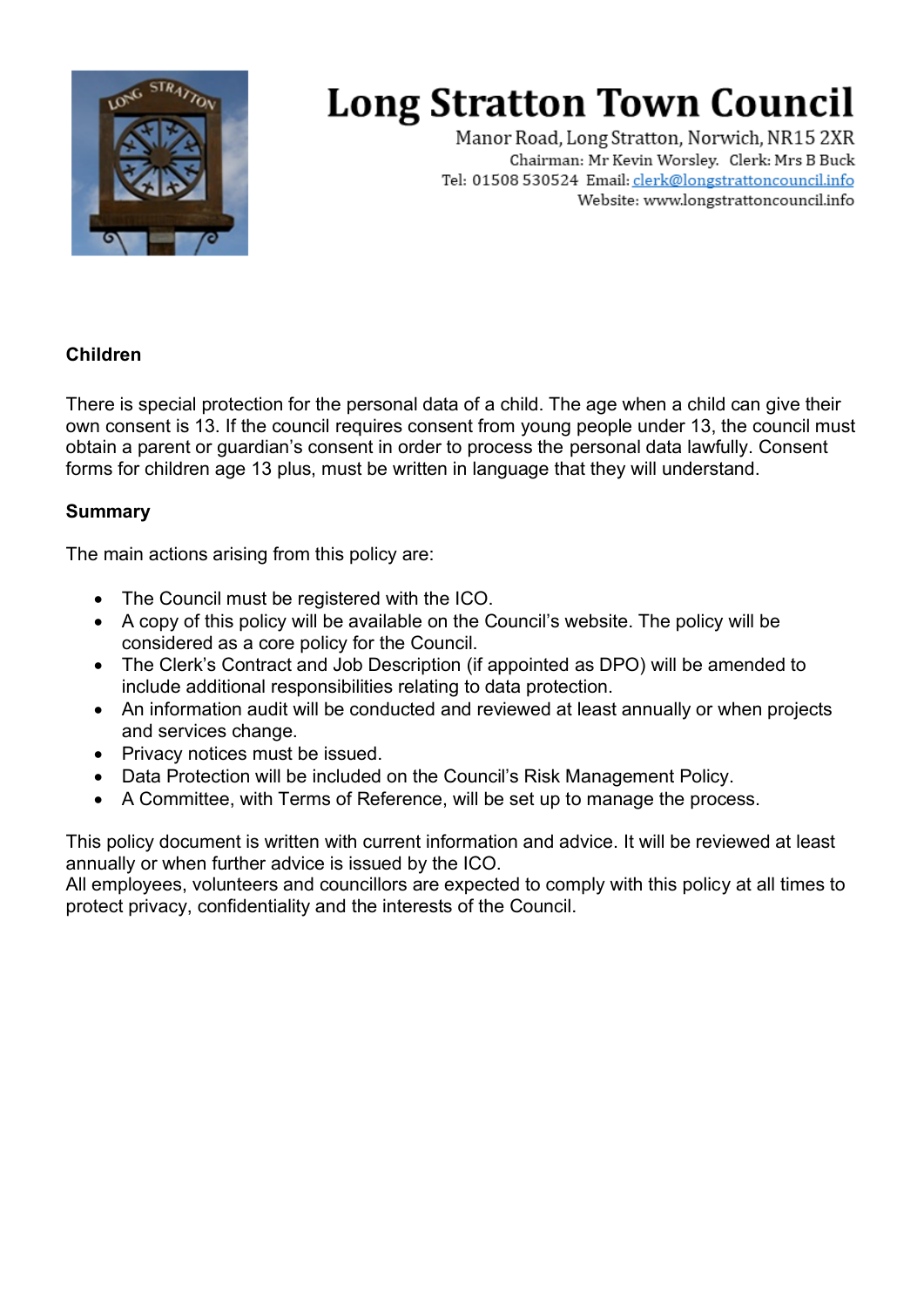# Long Stratton Town Council

Manor Road, Long Stratton, Norwich, NR15 2XR
Chairman: Mr Kevin Worsley. Clerk: Mrs B Buck
Tel: 01508 530524 Email: clerk@longstrattoncouncil.info
Website: www.longstrattoncouncil.info

**Children**

There is special protection for the personal data of a child. The age when a child can give their own consent is 13. If the council requires consent from young people under 13, the council must obtain a parent or guardian's consent in order to process the personal data lawfully. Consent forms for children age 13 plus, must be written in language that they will understand.

**Summary**

The main actions arising from this policy are:

- The Council must be registered with the ICO.
- A copy of this policy will be available on the Council's website. The policy will be considered as a core policy for the Council.
- The Clerk's Contract and Job Description (if appointed as DPO) will be amended to include additional responsibilities relating to data protection.
- An information audit will be conducted and reviewed at least annually or when projects and services change.
- Privacy notices must be issued.
- Data Protection will be included on the Council's Risk Management Policy.
- A Committee, with Terms of Reference, will be set up to manage the process.

This policy document is written with current information and advice. It will be reviewed at least annually or when further advice is issued by the ICO.
All employees, volunteers and councillors are expected to comply with this policy at all times to protect privacy, confidentiality and the interests of the Council.